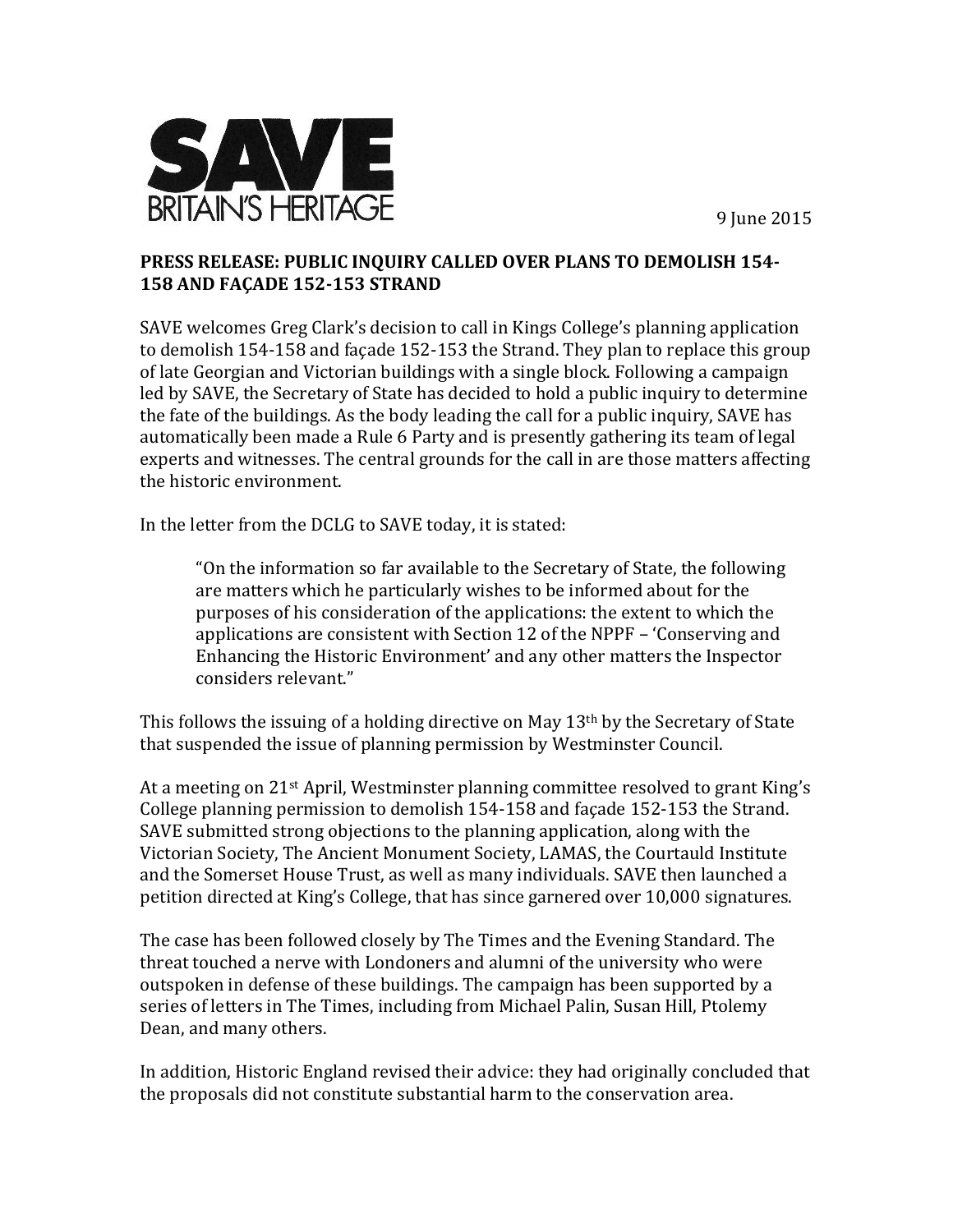**SAVE**
**BRITAIN'S HERITAGE**

9 June 2015

**PRESS RELEASE: PUBLIC INQUIRY CALLED OVER PLANS TO DEMOLISH 154-158 AND FAÇADE 152-153 STRAND**

SAVE welcomes Greg Clark's decision to call in Kings College's planning application to demolish 154-158 and façade 152-153 the Strand. They plan to replace this group of late Georgian and Victorian buildings with a single block. Following a campaign led by SAVE, the Secretary of State has decided to hold a public inquiry to determine the fate of the buildings. As the body leading the call for a public inquiry, SAVE has automatically been made a Rule 6 Party and is presently gathering its team of legal experts and witnesses. The central grounds for the call in are those matters affecting the historic environment.

In the letter from the DCLG to SAVE today, it is stated:

> "On the information so far available to the Secretary of State, the following are matters which he particularly wishes to be informed about for the purposes of his consideration of the applications: the extent to which the applications are consistent with Section 12 of the NPPF – 'Conserving and Enhancing the Historic Environment' and any other matters the Inspector considers relevant."

This follows the issuing of a holding directive on May 13th by the Secretary of State that suspended the issue of planning permission by Westminster Council.

At a meeting on 21st April, Westminster planning committee resolved to grant King's College planning permission to demolish 154-158 and façade 152-153 the Strand. SAVE submitted strong objections to the planning application, along with the Victorian Society, The Ancient Monument Society, LAMAS, the Courtauld Institute and the Somerset House Trust, as well as many individuals. SAVE then launched a petition directed at King's College, that has since garnered over 10,000 signatures.

The case has been followed closely by The Times and the Evening Standard. The threat touched a nerve with Londoners and alumni of the university who were outspoken in defense of these buildings. The campaign has been supported by a series of letters in The Times, including from Michael Palin, Susan Hill, Ptolemy Dean, and many others.

In addition, Historic England revised their advice: they had originally concluded that the proposals did not constitute substantial harm to the conservation area.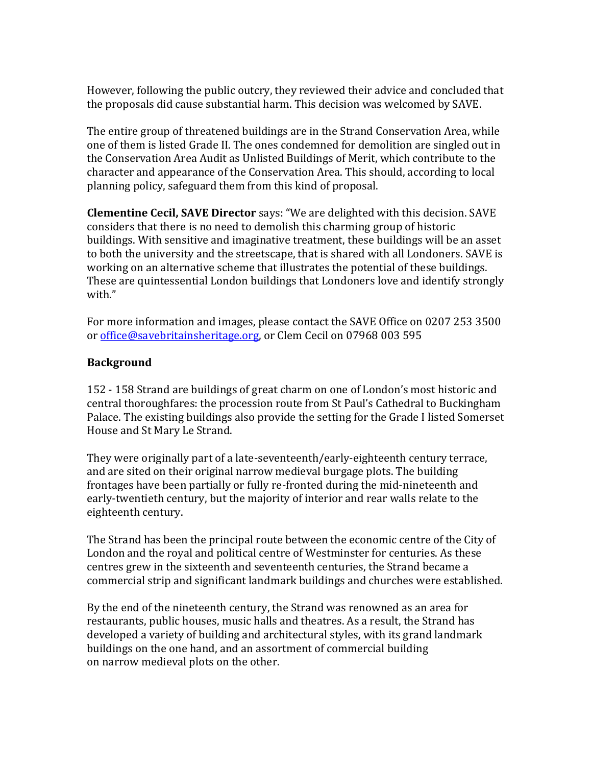However, following the public outcry, they reviewed their advice and concluded that the proposals did cause substantial harm. This decision was welcomed by SAVE.

The entire group of threatened buildings are in the Strand Conservation Area, while one of them is listed Grade II. The ones condemned for demolition are singled out in the Conservation Area Audit as Unlisted Buildings of Merit, which contribute to the character and appearance of the Conservation Area. This should, according to local planning policy, safeguard them from this kind of proposal.

**Clementine Cecil, SAVE Director** says: "We are delighted with this decision. SAVE considers that there is no need to demolish this charming group of historic buildings. With sensitive and imaginative treatment, these buildings will be an asset to both the university and the streetscape, that is shared with all Londoners. SAVE is working on an alternative scheme that illustrates the potential of these buildings. These are quintessential London buildings that Londoners love and identify strongly with."

For more information and images, please contact the SAVE Office on 0207 253 3500 or office@savebritainsheritage.org, or Clem Cecil on 07968 003 595

**Background**

152 - 158 Strand are buildings of great charm on one of London's most historic and central thoroughfares: the procession route from St Paul's Cathedral to Buckingham Palace. The existing buildings also provide the setting for the Grade I listed Somerset House and St Mary Le Strand.

They were originally part of a late-seventeenth/early-eighteenth century terrace, and are sited on their original narrow medieval burgage plots. The building frontages have been partially or fully re-fronted during the mid-nineteenth and early-twentieth century, but the majority of interior and rear walls relate to the eighteenth century.

The Strand has been the principal route between the economic centre of the City of London and the royal and political centre of Westminster for centuries. As these centres grew in the sixteenth and seventeenth centuries, the Strand became a commercial strip and significant landmark buildings and churches were established.

By the end of the nineteenth century, the Strand was renowned as an area for restaurants, public houses, music halls and theatres. As a result, the Strand has developed a variety of building and architectural styles, with its grand landmark buildings on the one hand, and an assortment of commercial building on narrow medieval plots on the other.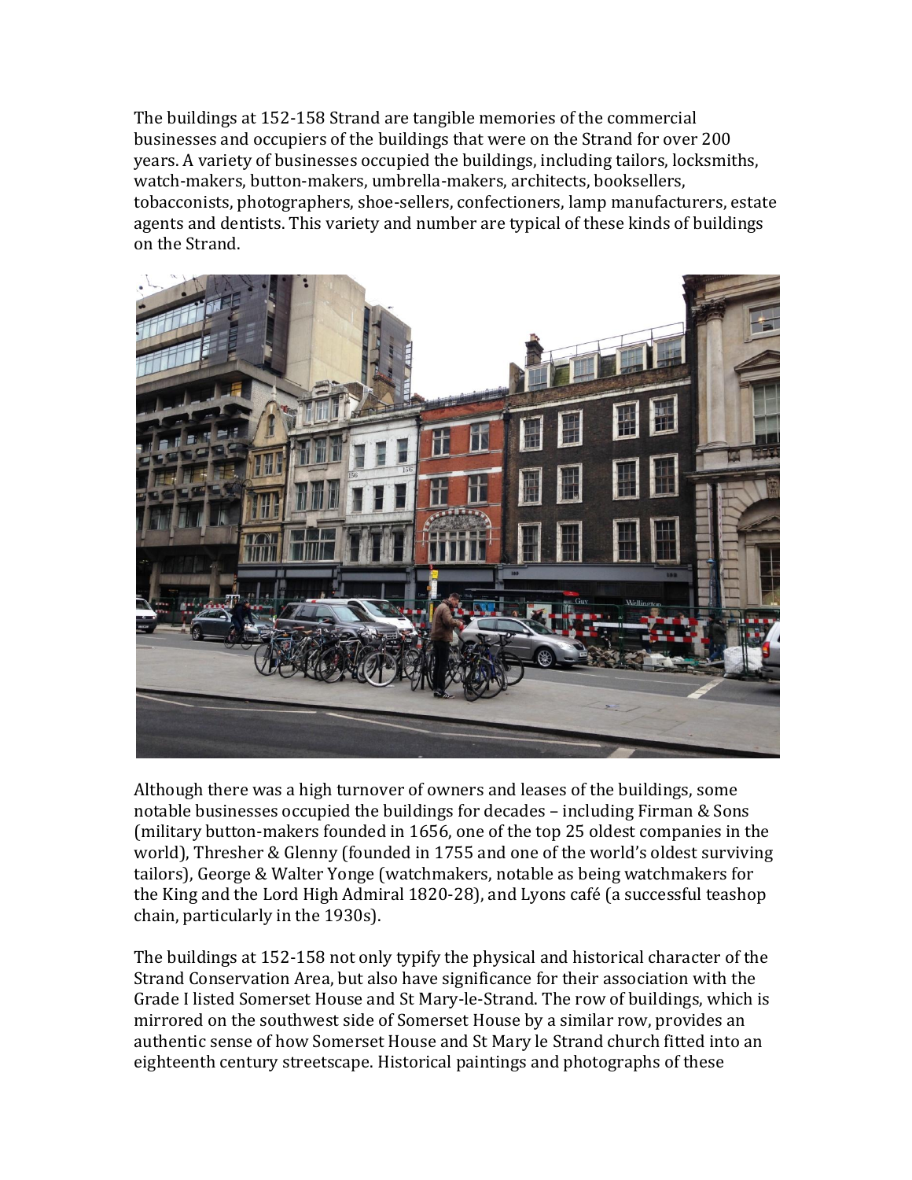The buildings at 152-158 Strand are tangible memories of the commercial businesses and occupiers of the buildings that were on the Strand for over 200 years. A variety of businesses occupied the buildings, including tailors, locksmiths, watch-makers, button-makers, umbrella-makers, architects, booksellers, tobacconists, photographers, shoe-sellers, confectioners, lamp manufacturers, estate agents and dentists. This variety and number are typical of these kinds of buildings on the Strand.

Although there was a high turnover of owners and leases of the buildings, some notable businesses occupied the buildings for decades – including Firman & Sons (military button-makers founded in 1656, one of the top 25 oldest companies in the world), Thresher & Glenny (founded in 1755 and one of the world's oldest surviving tailors), George & Walter Yonge (watchmakers, notable as being watchmakers for the King and the Lord High Admiral 1820-28), and Lyons café (a successful teashop chain, particularly in the 1930s).

The buildings at 152-158 not only typify the physical and historical character of the Strand Conservation Area, but also have significance for their association with the Grade I listed Somerset House and St Mary-le-Strand. The row of buildings, which is mirrored on the southwest side of Somerset House by a similar row, provides an authentic sense of how Somerset House and St Mary le Strand church fitted into an eighteenth century streetscape. Historical paintings and photographs of these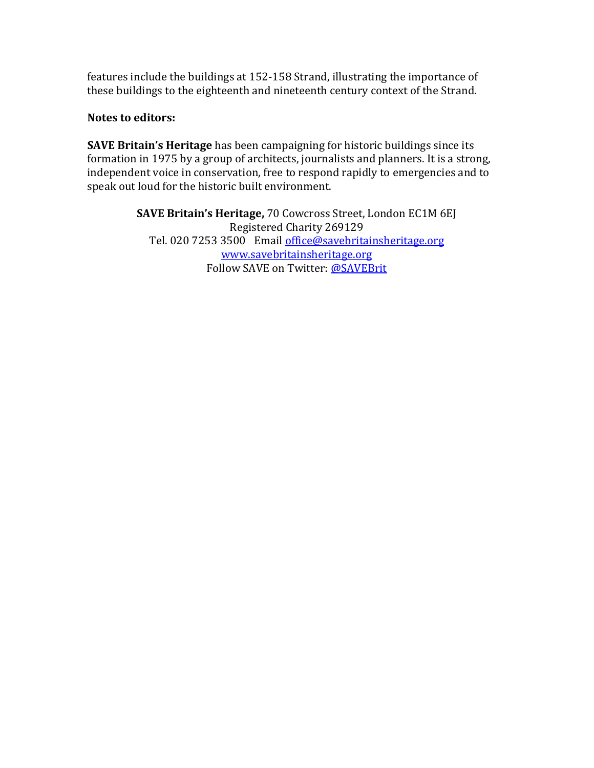features include the buildings at 152-158 Strand, illustrating the importance of these buildings to the eighteenth and nineteenth century context of the Strand.

**Notes to editors:**

**SAVE Britain's Heritage** has been campaigning for historic buildings since its formation in 1975 by a group of architects, journalists and planners. It is a strong, independent voice in conservation, free to respond rapidly to emergencies and to speak out loud for the historic built environment.

**SAVE Britain's Heritage,** 70 Cowcross Street, London EC1M 6EJ
Registered Charity 269129
Tel. 020 7253 3500 Email office@savebritainsheritage.org
www.savebritainsheritage.org
Follow SAVE on Twitter: @SAVEBrit